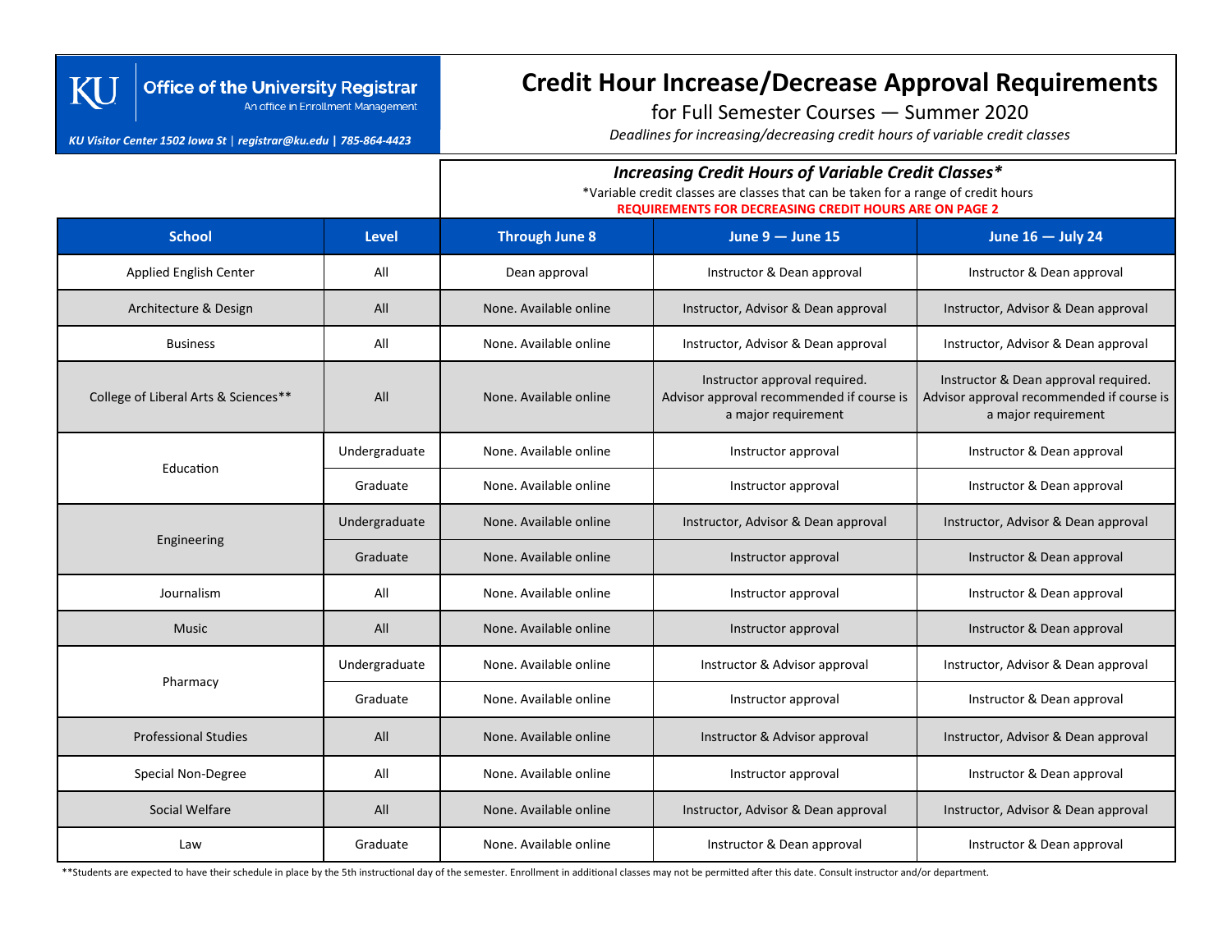KU Office of the University Registrar
An office in Enrollment Management

*KU Visitor Center 1502 Iowa St | registrar@ku.edu | 785-864-4423*

# Credit Hour Increase/Decrease Approval Requirements

## for Full Semester Courses — Summer 2020

*Deadlines for increasing/decreasing credit hours of variable credit classes*

### *Increasing Credit Hours of Variable Credit Classes**

*Variable credit classes are classes that can be taken for a range of credit hours

**REQUIREMENTS FOR DECREASING CREDIT HOURS ARE ON PAGE 2**

| School | Level | Through June 8 | June 9 — June 15 | June 16 — July 24 |
|---|---|---|---|---|
| Applied English Center | All | Dean approval | Instructor & Dean approval | Instructor & Dean approval |
| Architecture & Design | All | None. Available online | Instructor, Advisor & Dean approval | Instructor, Advisor & Dean approval |
| Business | All | None. Available online | Instructor, Advisor & Dean approval | Instructor, Advisor & Dean approval |
| College of Liberal Arts & Sciences** | All | None. Available online | Instructor approval required. Advisor approval recommended if course is a major requirement | Instructor & Dean approval required. Advisor approval recommended if course is a major requirement |
| Education | Undergraduate | None. Available online | Instructor approval | Instructor & Dean approval |
| | Graduate | None. Available online | Instructor approval | Instructor & Dean approval |
| Engineering | Undergraduate | None. Available online | Instructor, Advisor & Dean approval | Instructor, Advisor & Dean approval |
| | Graduate | None. Available online | Instructor approval | Instructor & Dean approval |
| Journalism | All | None. Available online | Instructor approval | Instructor & Dean approval |
| Music | All | None. Available online | Instructor approval | Instructor & Dean approval |
| Pharmacy | Undergraduate | None. Available online | Instructor & Advisor approval | Instructor, Advisor & Dean approval |
| | Graduate | None. Available online | Instructor approval | Instructor & Dean approval |
| Professional Studies | All | None. Available online | Instructor & Advisor approval | Instructor, Advisor & Dean approval |
| Special Non-Degree | All | None. Available online | Instructor approval | Instructor & Dean approval |
| Social Welfare | All | None. Available online | Instructor, Advisor & Dean approval | Instructor, Advisor & Dean approval |
| Law | Graduate | None. Available online | Instructor & Dean approval | Instructor & Dean approval |

**Students are expected to have their schedule in place by the 5th instructional day of the semester. Enrollment in additional classes may not be permitted after this date. Consult instructor and/or department.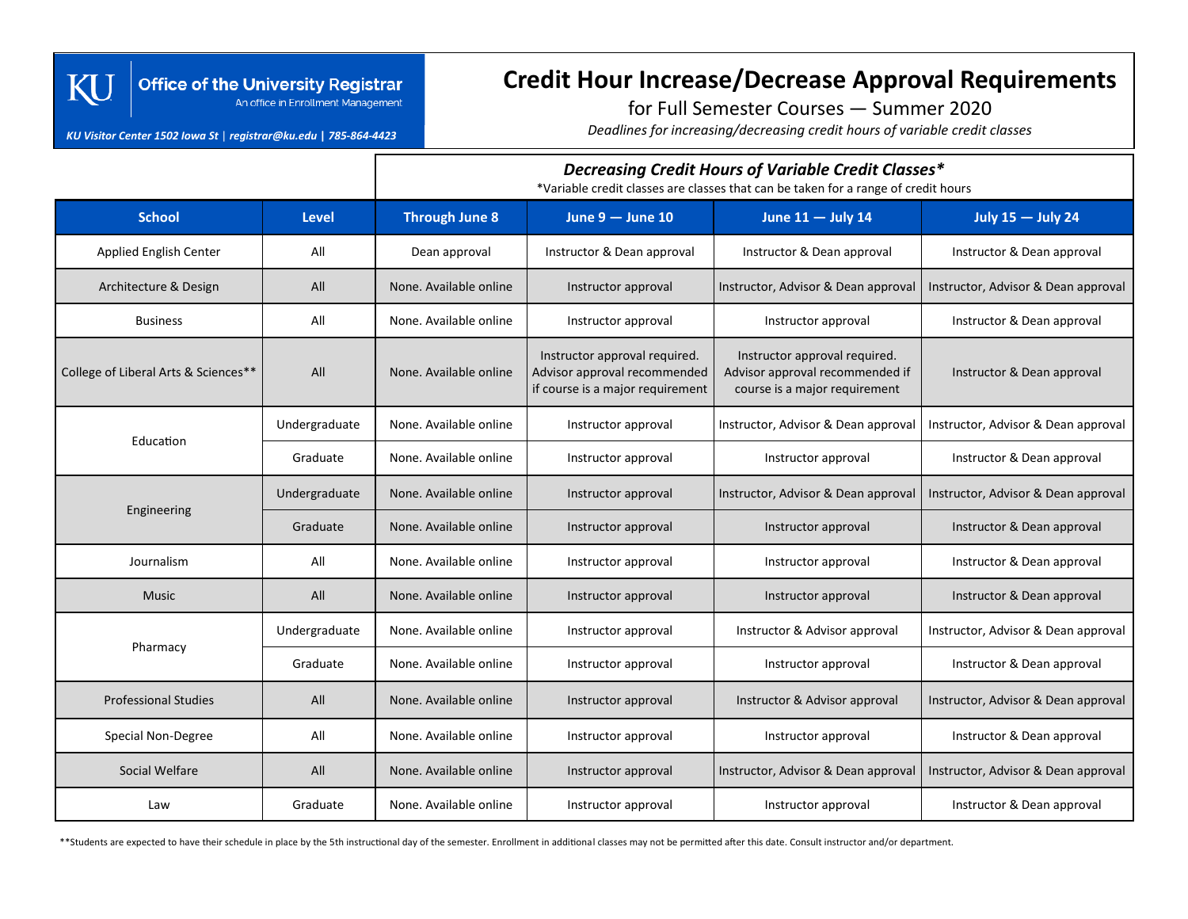Office of the University Registrar
An office in Enrollment Management

*KU Visitor Center 1502 Iowa St | registrar@ku.edu | 785-864-4423*

# Credit Hour Increase/Decrease Approval Requirements

## for Full Semester Courses — Summer 2020

*Deadlines for increasing/decreasing credit hours of variable credit classes*

| | | ***Decreasing Credit Hours of Variable Credit Classes**** *Variable credit classes are classes that can be taken for a range of credit hours | | | |
|---|---|---|---|---|---|
| **School** | **Level** | **Through June 8** | **June 9 — June 10** | **June 11 — July 14** | **July 15 — July 24** |
| Applied English Center | All | Dean approval | Instructor & Dean approval | Instructor & Dean approval | Instructor & Dean approval |
| Architecture & Design | All | None. Available online | Instructor approval | Instructor, Advisor & Dean approval | Instructor, Advisor & Dean approval |
| Business | All | None. Available online | Instructor approval | Instructor approval | Instructor & Dean approval |
| College of Liberal Arts & Sciences** | All | None. Available online | Instructor approval required. Advisor approval recommended if course is a major requirement | Instructor approval required. Advisor approval recommended if course is a major requirement | Instructor & Dean approval |
| Education | Undergraduate | None. Available online | Instructor approval | Instructor, Advisor & Dean approval | Instructor, Advisor & Dean approval |
| | Graduate | None. Available online | Instructor approval | Instructor approval | Instructor & Dean approval |
| Engineering | Undergraduate | None. Available online | Instructor approval | Instructor, Advisor & Dean approval | Instructor, Advisor & Dean approval |
| | Graduate | None. Available online | Instructor approval | Instructor approval | Instructor & Dean approval |
| Journalism | All | None. Available online | Instructor approval | Instructor approval | Instructor & Dean approval |
| Music | All | None. Available online | Instructor approval | Instructor approval | Instructor & Dean approval |
| Pharmacy | Undergraduate | None. Available online | Instructor approval | Instructor & Advisor approval | Instructor, Advisor & Dean approval |
| | Graduate | None. Available online | Instructor approval | Instructor approval | Instructor & Dean approval |
| Professional Studies | All | None. Available online | Instructor approval | Instructor & Advisor approval | Instructor, Advisor & Dean approval |
| Special Non-Degree | All | None. Available online | Instructor approval | Instructor approval | Instructor & Dean approval |
| Social Welfare | All | None. Available online | Instructor approval | Instructor, Advisor & Dean approval | Instructor, Advisor & Dean approval |
| Law | Graduate | None. Available online | Instructor approval | Instructor approval | Instructor & Dean approval |

**Students are expected to have their schedule in place by the 5th instructional day of the semester. Enrollment in additional classes may not be permitted after this date. Consult instructor and/or department.